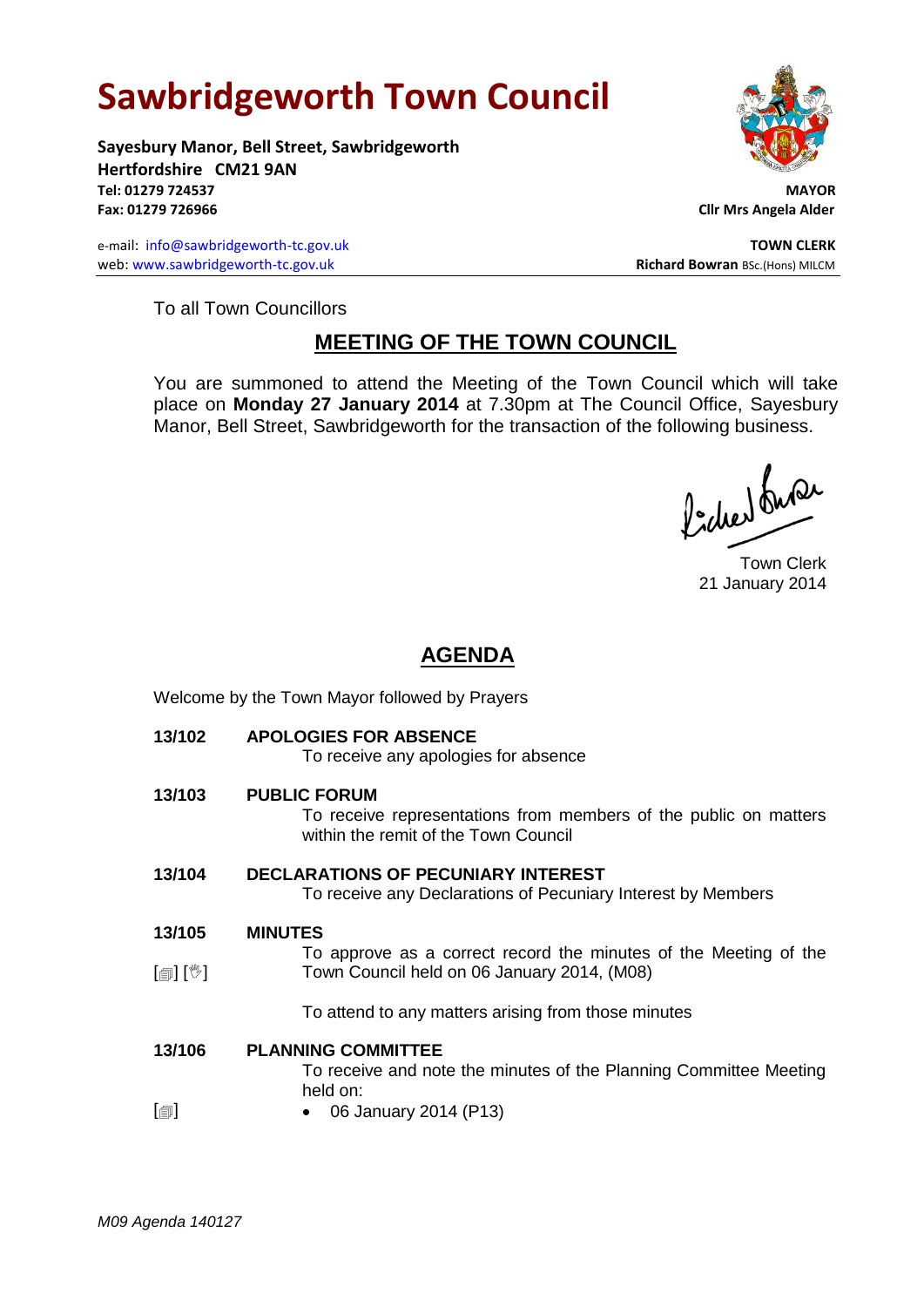# Sawbridgeworth Town Council

**Sayesbury Manor, Bell Street, Sawbridgeworth**
**Hertfordshire CM21 9AN**
**Tel: 01279 724537**
**Fax: 01279 726966**

**MAYOR**
**Cllr Mrs Angela Alder**

e-mail: info@sawbridgeworth-tc.gov.uk
web: www.sawbridgeworth-tc.gov.uk

**TOWN CLERK**
**Richard Bowran** BSc.(Hons) MILCM

To all Town Councillors

## MEETING OF THE TOWN COUNCIL

You are summoned to attend the Meeting of the Town Council which will take place on **Monday 27 January 2014** at 7.30pm at The Council Office, Sayesbury Manor, Bell Street, Sawbridgeworth for the transaction of the following business.

Town Clerk
21 January 2014

## AGENDA

Welcome by the Town Mayor followed by Prayers

**13/102 APOLOGIES FOR ABSENCE**
To receive any apologies for absence

**13/103 PUBLIC FORUM**
To receive representations from members of the public on matters within the remit of the Town Council

**13/104 DECLARATIONS OF PECUNIARY INTEREST**
To receive any Declarations of Pecuniary Interest by Members

**13/105 MINUTES**
[🗐] [✋] To approve as a correct record the minutes of the Meeting of the Town Council held on 06 January 2014, (M08)

To attend to any matters arising from those minutes

**13/106 PLANNING COMMITTEE**
To receive and note the minutes of the Planning Committee Meeting held on:

[🗐]
- 06 January 2014 (P13)

*M09 Agenda 140127*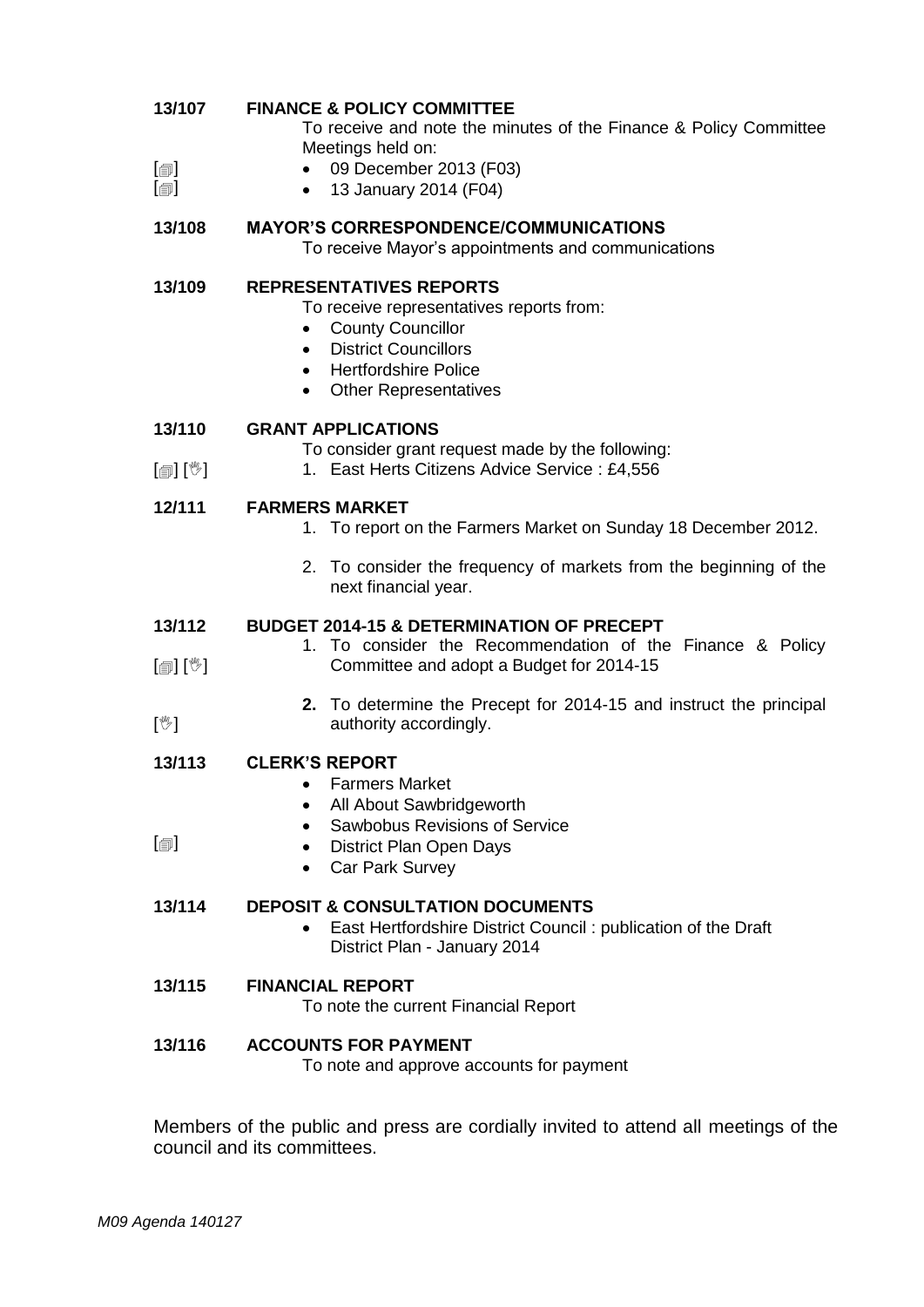**13/107 FINANCE & POLICY COMMITTEE**

To receive and note the minutes of the Finance & Policy Committee Meetings held on:

[🗐] • 09 December 2013 (F03)
[🗐] • 13 January 2014 (F04)

**13/108 MAYOR'S CORRESPONDENCE/COMMUNICATIONS**

To receive Mayor's appointments and communications

**13/109 REPRESENTATIVES REPORTS**

To receive representatives reports from:

- County Councillor
- District Councillors
- Hertfordshire Police
- Other Representatives

**13/110 GRANT APPLICATIONS**

To consider grant request made by the following:

[🗐] [✋] 1. East Herts Citizens Advice Service : £4,556

**12/111 FARMERS MARKET**

1. To report on the Farmers Market on Sunday 18 December 2012.
2. To consider the frequency of markets from the beginning of the next financial year.

**13/112 BUDGET 2014-15 & DETERMINATION OF PRECEPT**

[🗐] [✋] 1. To consider the Recommendation of the Finance & Policy Committee and adopt a Budget for 2014-15

[✋] **2.** To determine the Precept for 2014-15 and instruct the principal authority accordingly.

**13/113 CLERK'S REPORT**

- Farmers Market
- All About Sawbridgeworth
- Sawbobus Revisions of Service
- [🗐] District Plan Open Days
- Car Park Survey

**13/114 DEPOSIT & CONSULTATION DOCUMENTS**

- East Hertfordshire District Council : publication of the Draft District Plan - January 2014

**13/115 FINANCIAL REPORT**

To note the current Financial Report

**13/116 ACCOUNTS FOR PAYMENT**

To note and approve accounts for payment

Members of the public and press are cordially invited to attend all meetings of the council and its committees.

*M09 Agenda 140127*